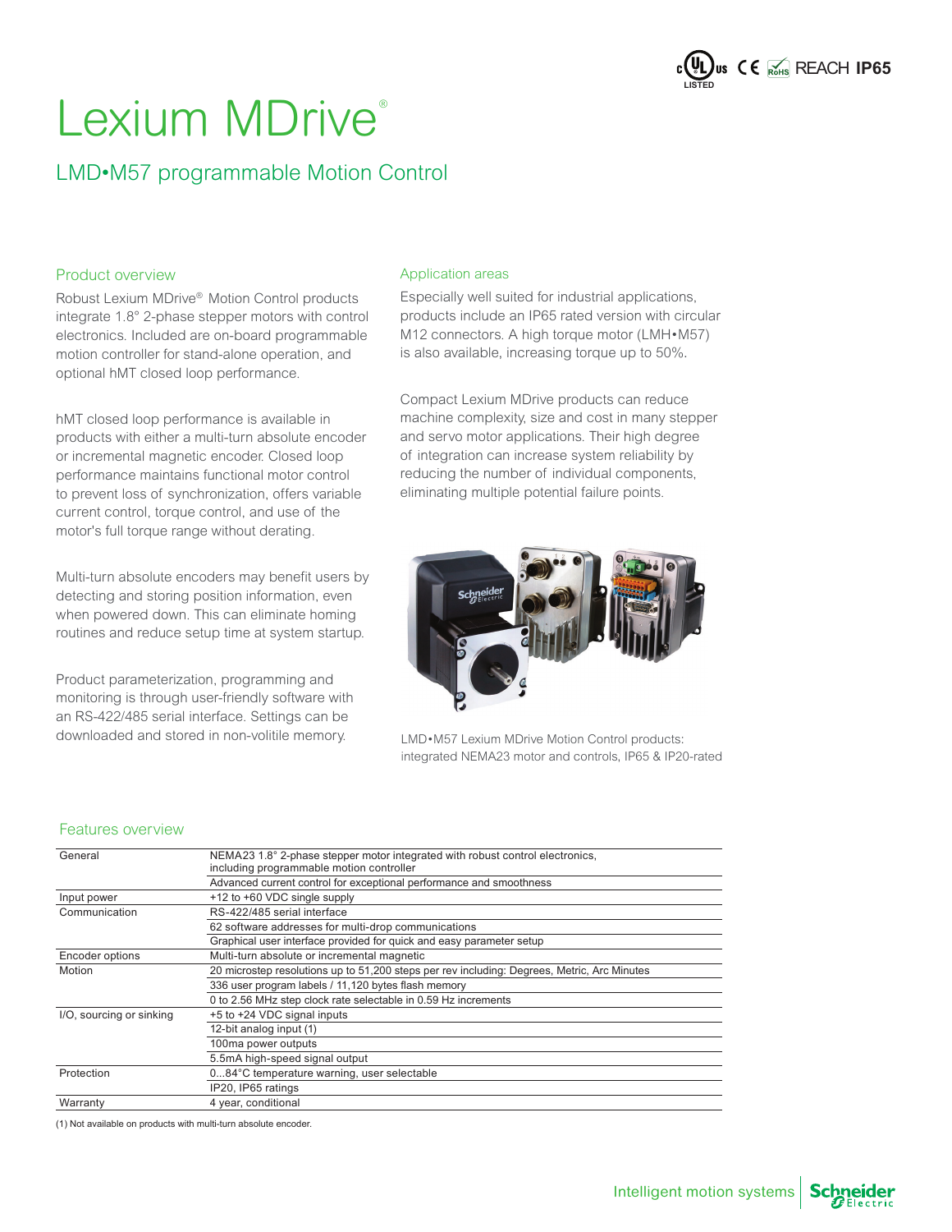c UL us LISTED CE RoHS REACH **IP65**

# Lexium MDrive®

## LMD•M57 programmable Motion Control

### Product overview

Robust Lexium MDrive® Motion Control products integrate 1.8° 2-phase stepper motors with control electronics. Included are on-board programmable motion controller for stand-alone operation, and optional hMT closed loop performance.

hMT closed loop performance is available in products with either a multi-turn absolute encoder or incremental magnetic encoder. Closed loop performance maintains functional motor control to prevent loss of synchronization, offers variable current control, torque control, and use of the motor's full torque range without derating.

Multi-turn absolute encoders may benefit users by detecting and storing position information, even when powered down. This can eliminate homing routines and reduce setup time at system startup.

Product parameterization, programming and monitoring is through user-friendly software with an RS-422/485 serial interface. Settings can be downloaded and stored in non-volitile memory.

### Application areas

Especially well suited for industrial applications, products include an IP65 rated version with circular M12 connectors. A high torque motor (LMH•M57) is also available, increasing torque up to 50%.

Compact Lexium MDrive products can reduce machine complexity, size and cost in many stepper and servo motor applications. Their high degree of integration can increase system reliability by reducing the number of individual components, eliminating multiple potential failure points.

LMD•M57 Lexium MDrive Motion Control products: integrated NEMA23 motor and controls, IP65 & IP20-rated

### Features overview

| | |
|---|---|
| General | NEMA23 1.8° 2-phase stepper motor integrated with robust control electronics, including programmable motion controller |
| | Advanced current control for exceptional performance and smoothness |
| Input power | +12 to +60 VDC single supply |
| Communication | RS-422/485 serial interface |
| | 62 software addresses for multi-drop communications |
| | Graphical user interface provided for quick and easy parameter setup |
| Encoder options | Multi-turn absolute or incremental magnetic |
| Motion | 20 microstep resolutions up to 51,200 steps per rev including: Degrees, Metric, Arc Minutes |
| | 336 user program labels / 11,120 bytes flash memory |
| | 0 to 2.56 MHz step clock rate selectable in 0.59 Hz increments |
| I/O, sourcing or sinking | +5 to +24 VDC signal inputs |
| | 12-bit analog input (1) |
| | 100ma power outputs |
| | 5.5mA high-speed signal output |
| Protection | 0...84°C temperature warning, user selectable |
| | IP20, IP65 ratings |
| Warranty | 4 year, conditional |

(1) Not available on products with multi-turn absolute encoder.

Intelligent motion systems | Schneider Electric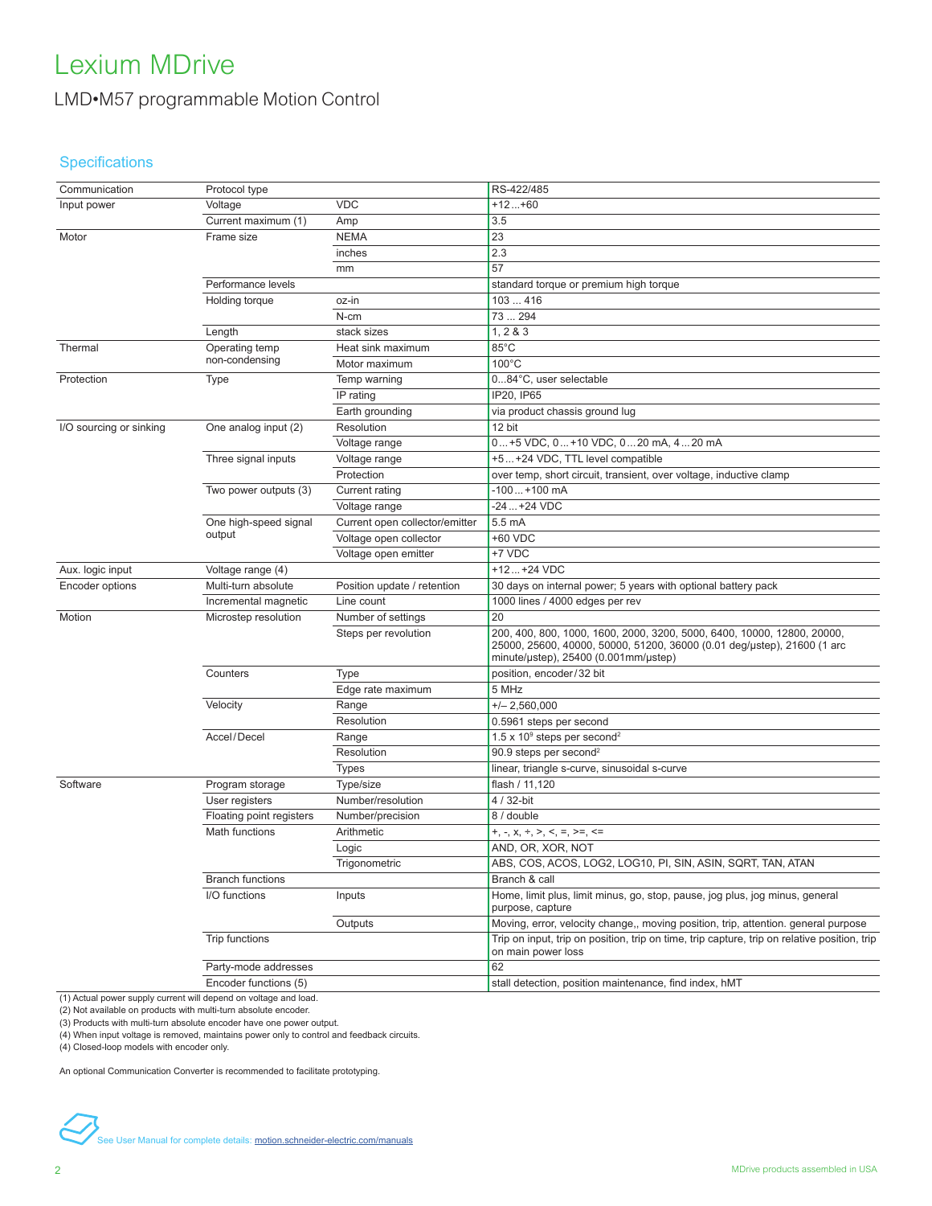# Lexium MDrive

LMD•M57 programmable Motion Control

## Specifications

| | | | |
|---|---|---|---|
| Communication | Protocol type | | RS-422/485 |
| Input power | Voltage | VDC | +12 ... +60 |
| | Current maximum (1) | Amp | 3.5 |
| Motor | Frame size | NEMA | 23 |
| | | inches | 2.3 |
| | | mm | 57 |
| | Performance levels | | standard torque or premium high torque |
| | Holding torque | oz-in | 103 ... 416 |
| | | N-cm | 73 ... 294 |
| | Length | stack sizes | 1, 2 & 3 |
| Thermal | Operating temp non-condensing | Heat sink maximum | 85°C |
| | | Motor maximum | 100°C |
| Protection | Type | Temp warning | 0...84°C, user selectable |
| | | IP rating | IP20, IP65 |
| | | Earth grounding | via product chassis ground lug |
| I/O sourcing or sinking | One analog input (2) | Resolution | 12 bit |
| | | Voltage range | 0 ... +5 VDC, 0 ... +10 VDC, 0 ... 20 mA, 4 ... 20 mA |
| | Three signal inputs | Voltage range | +5 ... +24 VDC, TTL level compatible |
| | | Protection | over temp, short circuit, transient, over voltage, inductive clamp |
| | Two power outputs (3) | Current rating | -100 ... +100 mA |
| | | Voltage range | -24 ... +24 VDC |
| | One high-speed signal output | Current open collector/emitter | 5.5 mA |
| | | Voltage open collector | +60 VDC |
| | | Voltage open emitter | +7 VDC |
| Aux. logic input | Voltage range (4) | | +12 ... +24 VDC |
| Encoder options | Multi-turn absolute | Position update / retention | 30 days on internal power; 5 years with optional battery pack |
| | Incremental magnetic | Line count | 1000 lines / 4000 edges per rev |
| Motion | Microstep resolution | Number of settings | 20 |
| | | Steps per revolution | 200, 400, 800, 1000, 1600, 2000, 3200, 5000, 6400, 10000, 12800, 20000, 25000, 25600, 40000, 50000, 51200, 36000 (0.01 deg/µstep), 21600 (1 arc minute/µstep), 25400 (0.001mm/µstep) |
| | Counters | Type | position, encoder/32 bit |
| | | Edge rate maximum | 5 MHz |
| | Velocity | Range | +/– 2,560,000 |
| | | Resolution | 0.5961 steps per second |
| | Accel/Decel | Range | 1.5 x $10^9$ steps per second$^2$ |
| | | Resolution | 90.9 steps per second$^2$ |
| | | Types | linear, triangle s-curve, sinusoidal s-curve |
| Software | Program storage | Type/size | flash / 11,120 |
| | User registers | Number/resolution | 4 / 32-bit |
| | Floating point registers | Number/precision | 8 / double |
| | Math functions | Arithmetic | +, -, x, ÷, >, <, =, >=, <= |
| | | Logic | AND, OR, XOR, NOT |
| | | Trigonometric | ABS, COS, ACOS, LOG2, LOG10, PI, SIN, ASIN, SQRT, TAN, ATAN |
| | Branch functions | | Branch & call |
| | I/O functions | Inputs | Home, limit plus, limit minus, go, stop, pause, jog plus, jog minus, general purpose, capture |
| | | Outputs | Moving, error, velocity change,, moving position, trip, attention. general purpose |
| | Trip functions | | Trip on input, trip on position, trip on time, trip capture, trip on relative position, trip on main power loss |
| | Party-mode addresses | | 62 |
| | Encoder functions (5) | | stall detection, position maintenance, find index, hMT |

(1) Actual power supply current will depend on voltage and load.
(2) Not available on products with multi-turn absolute encoder.
(3) Products with multi-turn absolute encoder have one power output.
(4) When input voltage is removed, maintains power only to control and feedback circuits.
(4) Closed-loop models with encoder only.

An optional Communication Converter is recommended to facilitate prototyping.

See User Manual for complete details: motion.schneider-electric.com/manuals

MDrive products assembled in USA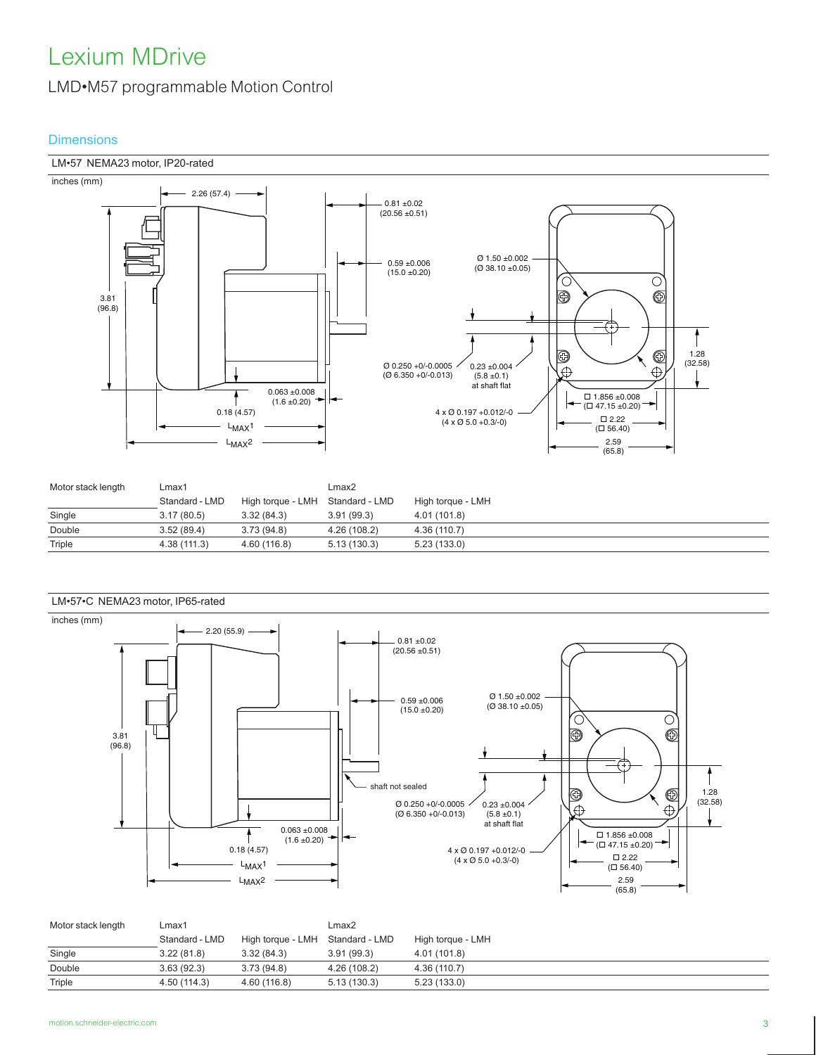# Lexium MDrive

LMD•M57 programmable Motion Control

## Dimensions

### LM•57 NEMA23 motor, IP20-rated

inches (mm)

2.26 (57.4)

0.81 ±0.02 (20.56 ±0.51)

0.59 ±0.006 (15.0 ±0.20)

Ø 1.50 ±0.002 (Ø 38.10 ±0.05)

3.81 (96.8)

Ø 0.250 +0/-0.0005 (Ø 6.350 +0/-0.013)

0.23 ±0.004 (5.8 ±0.1) at shaft flat

1.28 (32.58)

0.063 ±0.008 (1.6 ±0.20)

□ 1.856 ±0.008 (□ 47.15 ±0.20)

0.18 (4.57)

4 x Ø 0.197 +0.012/-0 (4 x Ø 5.0 +0.3/-0)

□ 2.22 (□ 56.40)

$L_{MAX}1$

$L_{MAX}2$

2.59 (65.8)

| Motor stack length | Lmax1 | | Lmax2 | |
|---|---|---|---|---|
| | Standard - LMD | High torque - LMH | Standard - LMD | High torque - LMH |
| Single | 3.17 (80.5) | 3.32 (84.3) | 3.91 (99.3) | 4.01 (101.8) |
| Double | 3.52 (89.4) | 3.73 (94.8) | 4.26 (108.2) | 4.36 (110.7) |
| Triple | 4.38 (111.3) | 4.60 (116.8) | 5.13 (130.3) | 5.23 (133.0) |

### LM•57•C NEMA23 motor, IP65-rated

inches (mm)

2.20 (55.9)

0.81 ±0.02 (20.56 ±0.51)

0.59 ±0.006 (15.0 ±0.20)

Ø 1.50 ±0.002 (Ø 38.10 ±0.05)

3.81 (96.8)

shaft not sealed

Ø 0.250 +0/-0.0005 (Ø 6.350 +0/-0.013)

0.23 ±0.004 (5.8 ±0.1) at shaft flat

1.28 (32.58)

0.063 ±0.008 (1.6 ±0.20)

□ 1.856 ±0.008 (□ 47.15 ±0.20)

0.18 (4.57)

4 x Ø 0.197 +0.012/-0 (4 x Ø 5.0 +0.3/-0)

□ 2.22 (□ 56.40)

$L_{MAX}1$

$L_{MAX}2$

2.59 (65.8)

| Motor stack length | Lmax1 | | Lmax2 | |
|---|---|---|---|---|
| | Standard - LMD | High torque - LMH | Standard - LMD | High torque - LMH |
| Single | 3.22 (81.8) | 3.32 (84.3) | 3.91 (99.3) | 4.01 (101.8) |
| Double | 3.63 (92.3) | 3.73 (94.8) | 4.26 (108.2) | 4.36 (110.7) |
| Triple | 4.50 (114.3) | 4.60 (116.8) | 5.13 (130.3) | 5.23 (133.0) |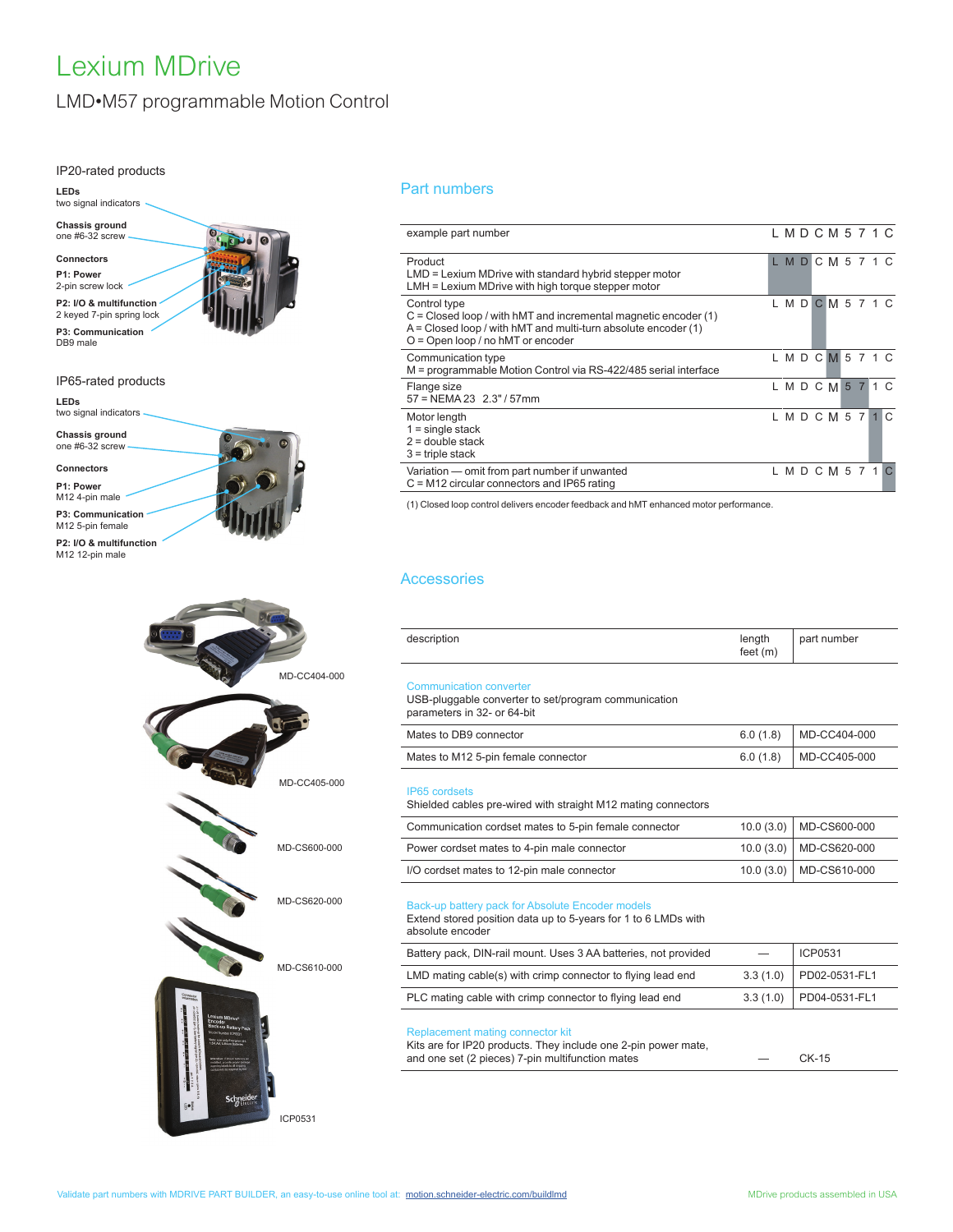# Lexium MDrive

## LMD•M57 programmable Motion Control

### IP20-rated products

**LEDs**
two signal indicators

**Chassis ground**
one #6-32 screw

**Connectors**

**P1: Power**
2-pin screw lock

**P2: I/O & multifunction**
2 keyed 7-pin spring lock

**P3: Communication**
DB9 male

### IP65-rated products

**LEDs**
two signal indicators

**Chassis ground**
one #6-32 screw

**Connectors**

**P1: Power**
M12 4-pin male

**P3: Communication**
M12 5-pin female

**P2: I/O & multifunction**
M12 12-pin male

MD-CC404-000

MD-CC405-000

MD-CS600-000

MD-CS620-000

MD-CS610-000

ICP0531

## Part numbers

| example part number | L M D C M 5 7 1 C |
|---|---|
| Product<br>LMD = Lexium MDrive with standard hybrid stepper motor<br>LMH = Lexium MDrive with high torque stepper motor | L M D C M 5 7 1 C |
| Control type<br>C = Closed loop / with hMT and incremental magnetic encoder (1)<br>A = Closed loop / with hMT and multi-turn absolute encoder (1)<br>O = Open loop / no hMT or encoder | L M D C M 5 7 1 C |
| Communication type<br>M = programmable Motion Control via RS-422/485 serial interface | L M D C M 5 7 1 C |
| Flange size<br>57 = NEMA 23 2.3" / 57mm | L M D C M 5 7 1 C |
| Motor length<br>1 = single stack<br>2 = double stack<br>3 = triple stack | L M D C M 5 7 1 C |
| Variation — omit from part number if unwanted<br>C = M12 circular connectors and IP65 rating | L M D C M 5 7 1 C |

(1) Closed loop control delivers encoder feedback and hMT enhanced motor performance.

## Accessories

| description | length feet (m) | part number |
|---|---|---|
| **Communication converter**<br>USB-pluggable converter to set/program communication parameters in 32- or 64-bit | | |
| Mates to DB9 connector | 6.0 (1.8) | MD-CC404-000 |
| Mates to M12 5-pin female connector | 6.0 (1.8) | MD-CC405-000 |
| **IP65 cordsets**<br>Shielded cables pre-wired with straight M12 mating connectors | | |
| Communication cordset mates to 5-pin female connector | 10.0 (3.0) | MD-CS600-000 |
| Power cordset mates to 4-pin male connector | 10.0 (3.0) | MD-CS620-000 |
| I/O cordset mates to 12-pin male connector | 10.0 (3.0) | MD-CS610-000 |
| **Back-up battery pack for Absolute Encoder models**<br>Extend stored position data up to 5-years for 1 to 6 LMDs with absolute encoder | | |
| Battery pack, DIN-rail mount. Uses 3 AA batteries, not provided | — | ICP0531 |
| LMD mating cable(s) with crimp connector to flying lead end | 3.3 (1.0) | PD02-0531-FL1 |
| PLC mating cable with crimp connector to flying lead end | 3.3 (1.0) | PD04-0531-FL1 |
| **Replacement mating connector kit**<br>Kits are for IP20 products. They include one 2-pin power mate, and one set (2 pieces) 7-pin multifunction mates | — | CK-15 |

Validate part numbers with MDRIVE PART BUILDER, an easy-to-use online tool at: motion.schneider-electric.com/buildlmd

MDrive products assembled in USA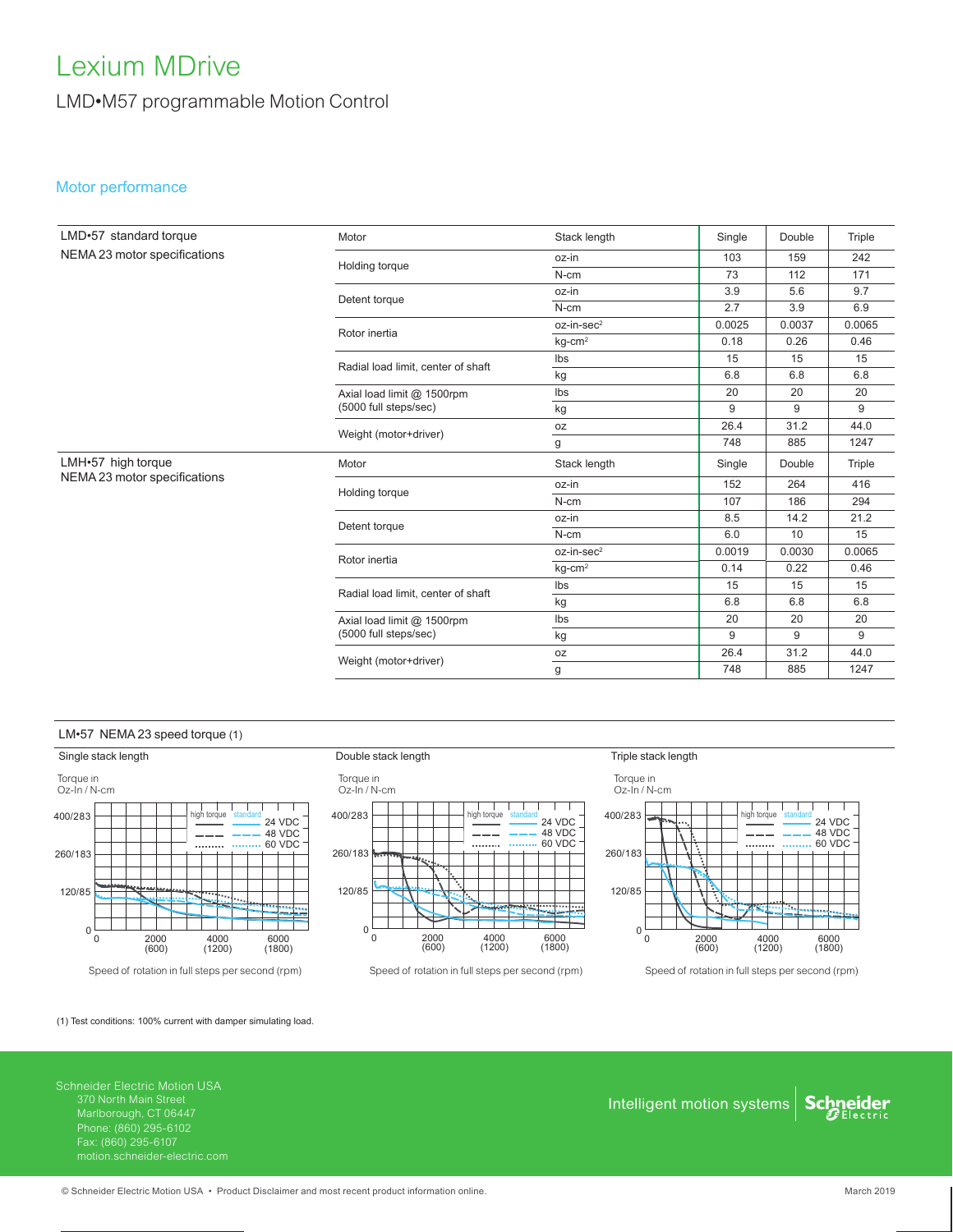# Lexium MDrive

LMD•M57 programmable Motion Control

## Motor performance

| | Motor | Stack length | Single | Double | Triple |
|---|---|---|---|---|---|
| LMD•57 standard torque NEMA 23 motor specifications | Holding torque | oz-in | 103 | 159 | 242 |
| | | N-cm | 73 | 112 | 171 |
| | Detent torque | oz-in | 3.9 | 5.6 | 9.7 |
| | | N-cm | 2.7 | 3.9 | 6.9 |
| | Rotor inertia | oz-in-sec² | 0.0025 | 0.0037 | 0.0065 |
| | | kg-cm² | 0.18 | 0.26 | 0.46 |
| | Radial load limit, center of shaft | lbs | 15 | 15 | 15 |
| | | kg | 6.8 | 6.8 | 6.8 |
| | Axial load limit @ 1500rpm (5000 full steps/sec) | lbs | 20 | 20 | 20 |
| | | kg | 9 | 9 | 9 |
| | Weight (motor+driver) | oz | 26.4 | 31.2 | 44.0 |
| | | g | 748 | 885 | 1247 |
| LMH•57 high torque NEMA 23 motor specifications | Motor | Stack length | Single | Double | Triple |
| | Holding torque | oz-in | 152 | 264 | 416 |
| | | N-cm | 107 | 186 | 294 |
| | Detent torque | oz-in | 8.5 | 14.2 | 21.2 |
| | | N-cm | 6.0 | 10 | 15 |
| | Rotor inertia | oz-in-sec² | 0.0019 | 0.0030 | 0.0065 |
| | | kg-cm² | 0.14 | 0.22 | 0.46 |
| | Radial load limit, center of shaft | lbs | 15 | 15 | 15 |
| | | kg | 6.8 | 6.8 | 6.8 |
| | Axial load limit @ 1500rpm (5000 full steps/sec) | lbs | 20 | 20 | 20 |
| | | kg | 9 | 9 | 9 |
| | Weight (motor+driver) | oz | 26.4 | 31.2 | 44.0 |
| | | g | 748 | 885 | 1247 |

### LM•57 NEMA 23 speed torque (1)

**Single stack length**

Torque in
Oz-In / N-cm

400/283
260/183
120/85
0

high torque standard
24 VDC
48 VDC
60 VDC

0 2000 (600) 4000 (1200) 6000 (1800)

Speed of rotation in full steps per second (rpm)

**Double stack length**

Torque in
Oz-In / N-cm

400/283
260/183
120/85
0

high torque standard
24 VDC
48 VDC
60 VDC

0 2000 (600) 4000 (1200) 6000 (1800)

Speed of rotation in full steps per second (rpm)

**Triple stack length**

Torque in
Oz-In / N-cm

400/283
260/183
120/85
0

high torque standard
24 VDC
48 VDC
60 VDC

0 2000 (600) 4000 (1200) 6000 (1800)

Speed of rotation in full steps per second (rpm)

(1) Test conditions: 100% current with damper simulating load.

Schneider Electric Motion USA
370 North Main Street
Marlborough, CT 06447
Phone: (860) 295-6102
Fax: (860) 295-6107
motion.schneider-electric.com

Intelligent motion systems

Schneider Electric

© Schneider Electric Motion USA • Product Disclaimer and most recent product information online.

March 2019